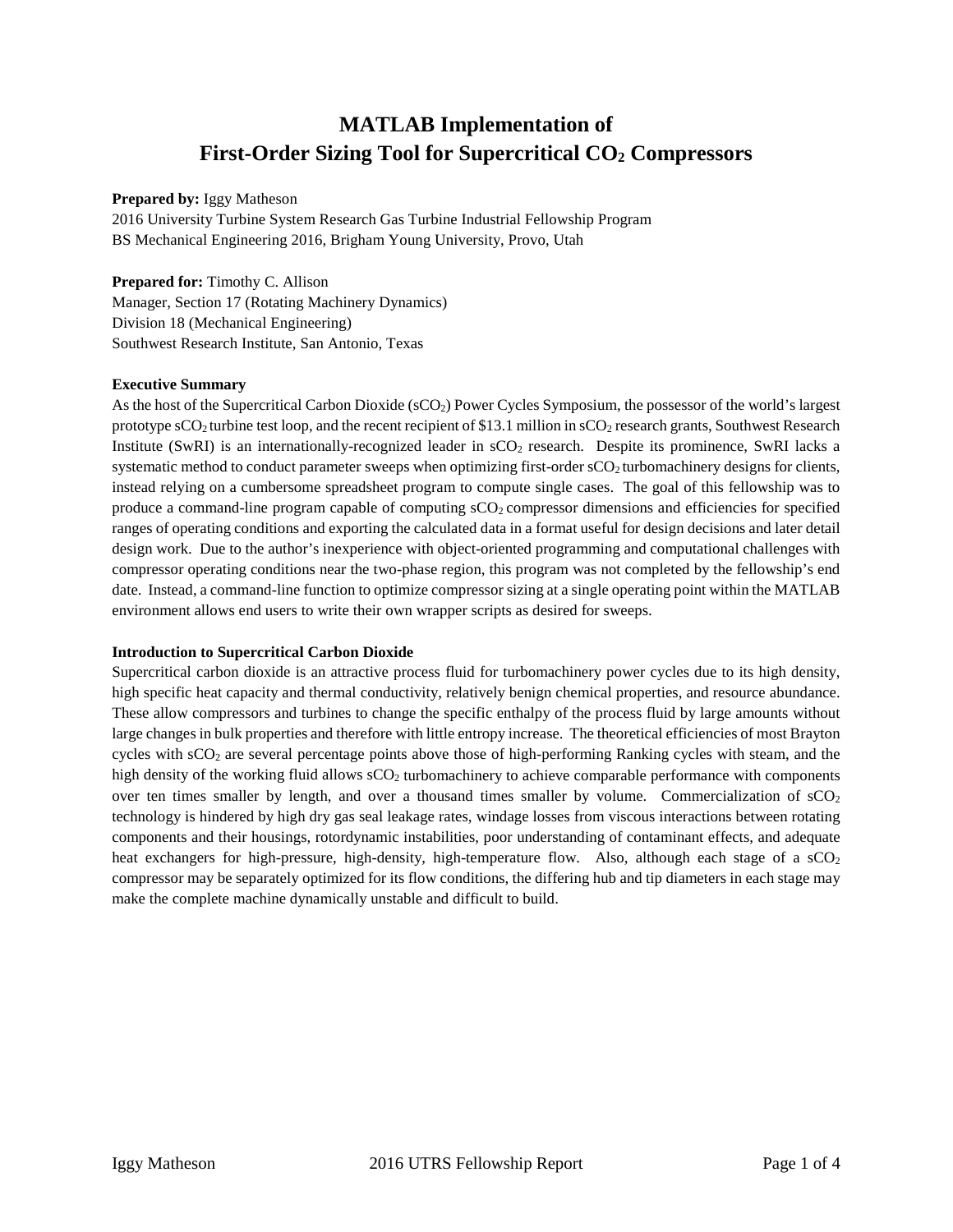# MATLAB Implementation of First-Order Sizing Tool for Supercritical $CO_2$ Compressors

**Prepared by:** Iggy Matheson
2016 University Turbine System Research Gas Turbine Industrial Fellowship Program
BS Mechanical Engineering 2016, Brigham Young University, Provo, Utah

**Prepared for:** Timothy C. Allison
Manager, Section 17 (Rotating Machinery Dynamics)
Division 18 (Mechanical Engineering)
Southwest Research Institute, San Antonio, Texas

### Executive Summary

As the host of the Supercritical Carbon Dioxide ($sCO_2$) Power Cycles Symposium, the possessor of the world's largest prototype $sCO_2$ turbine test loop, and the recent recipient of $13.1 million in $sCO_2$ research grants, Southwest Research Institute (SwRI) is an internationally-recognized leader in $sCO_2$ research. Despite its prominence, SwRI lacks a systematic method to conduct parameter sweeps when optimizing first-order $sCO_2$ turbomachinery designs for clients, instead relying on a cumbersome spreadsheet program to compute single cases. The goal of this fellowship was to produce a command-line program capable of computing $sCO_2$ compressor dimensions and efficiencies for specified ranges of operating conditions and exporting the calculated data in a format useful for design decisions and later detail design work. Due to the author's inexperience with object-oriented programming and computational challenges with compressor operating conditions near the two-phase region, this program was not completed by the fellowship's end date. Instead, a command-line function to optimize compressor sizing at a single operating point within the MATLAB environment allows end users to write their own wrapper scripts as desired for sweeps.

### Introduction to Supercritical Carbon Dioxide

Supercritical carbon dioxide is an attractive process fluid for turbomachinery power cycles due to its high density, high specific heat capacity and thermal conductivity, relatively benign chemical properties, and resource abundance. These allow compressors and turbines to change the specific enthalpy of the process fluid by large amounts without large changes in bulk properties and therefore with little entropy increase. The theoretical efficiencies of most Brayton cycles with $sCO_2$ are several percentage points above those of high-performing Ranking cycles with steam, and the high density of the working fluid allows $sCO_2$ turbomachinery to achieve comparable performance with components over ten times smaller by length, and over a thousand times smaller by volume. Commercialization of $sCO_2$ technology is hindered by high dry gas seal leakage rates, windage losses from viscous interactions between rotating components and their housings, rotordynamic instabilities, poor understanding of contaminant effects, and adequate heat exchangers for high-pressure, high-density, high-temperature flow. Also, although each stage of a $sCO_2$ compressor may be separately optimized for its flow conditions, the differing hub and tip diameters in each stage may make the complete machine dynamically unstable and difficult to build.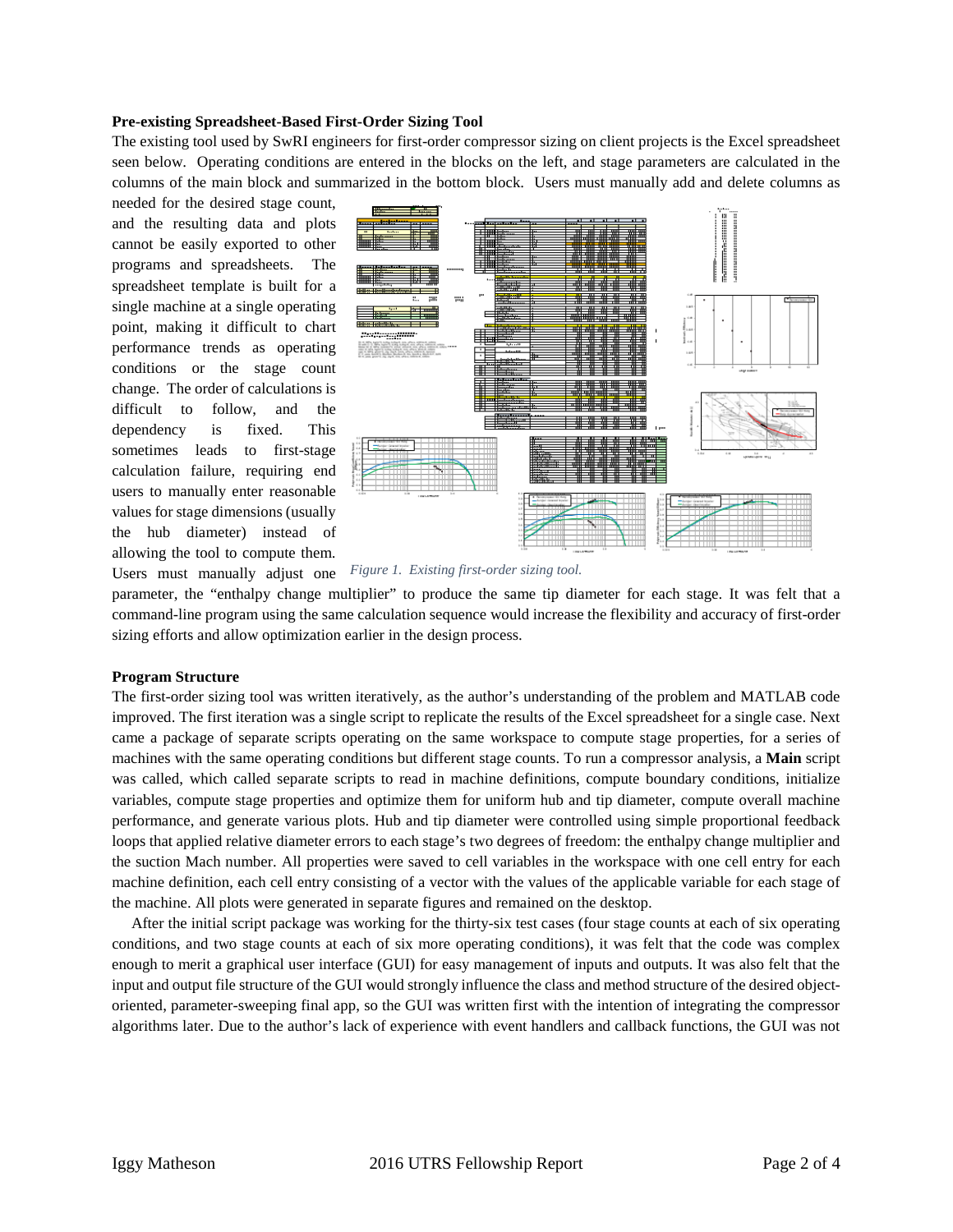### Pre-existing Spreadsheet-Based First-Order Sizing Tool

The existing tool used by SwRI engineers for first-order compressor sizing on client projects is the Excel spreadsheet seen below. Operating conditions are entered in the blocks on the left, and stage parameters are calculated in the columns of the main block and summarized in the bottom block. Users must manually add and delete columns as needed for the desired stage count, and the resulting data and plots cannot be easily exported to other programs and spreadsheets. The spreadsheet template is built for a single machine at a single operating point, making it difficult to chart performance trends as operating conditions or the stage count change. The order of calculations is difficult to follow, and the dependency is fixed. This sometimes leads to first-stage calculation failure, requiring end users to manually enter reasonable values for stage dimensions (usually the hub diameter) instead of allowing the tool to compute them. Users must manually adjust one parameter, the "enthalpy change multiplier" to produce the same tip diameter for each stage. It was felt that a command-line program using the same calculation sequence would increase the flexibility and accuracy of first-order sizing efforts and allow optimization earlier in the design process.

*Figure 1. Existing first-order sizing tool.*

### Program Structure

The first-order sizing tool was written iteratively, as the author's understanding of the problem and MATLAB code improved. The first iteration was a single script to replicate the results of the Excel spreadsheet for a single case. Next came a package of separate scripts operating on the same workspace to compute stage properties, for a series of machines with the same operating conditions but different stage counts. To run a compressor analysis, a **Main** script was called, which called separate scripts to read in machine definitions, compute boundary conditions, initialize variables, compute stage properties and optimize them for uniform hub and tip diameter, compute overall machine performance, and generate various plots. Hub and tip diameter were controlled using simple proportional feedback loops that applied relative diameter errors to each stage's two degrees of freedom: the enthalpy change multiplier and the suction Mach number. All properties were saved to cell variables in the workspace with one cell entry for each machine definition, each cell entry consisting of a vector with the values of the applicable variable for each stage of the machine. All plots were generated in separate figures and remained on the desktop.

After the initial script package was working for the thirty-six test cases (four stage counts at each of six operating conditions, and two stage counts at each of six more operating conditions), it was felt that the code was complex enough to merit a graphical user interface (GUI) for easy management of inputs and outputs. It was also felt that the input and output file structure of the GUI would strongly influence the class and method structure of the desired object-oriented, parameter-sweeping final app, so the GUI was written first with the intention of integrating the compressor algorithms later. Due to the author's lack of experience with event handlers and callback functions, the GUI was not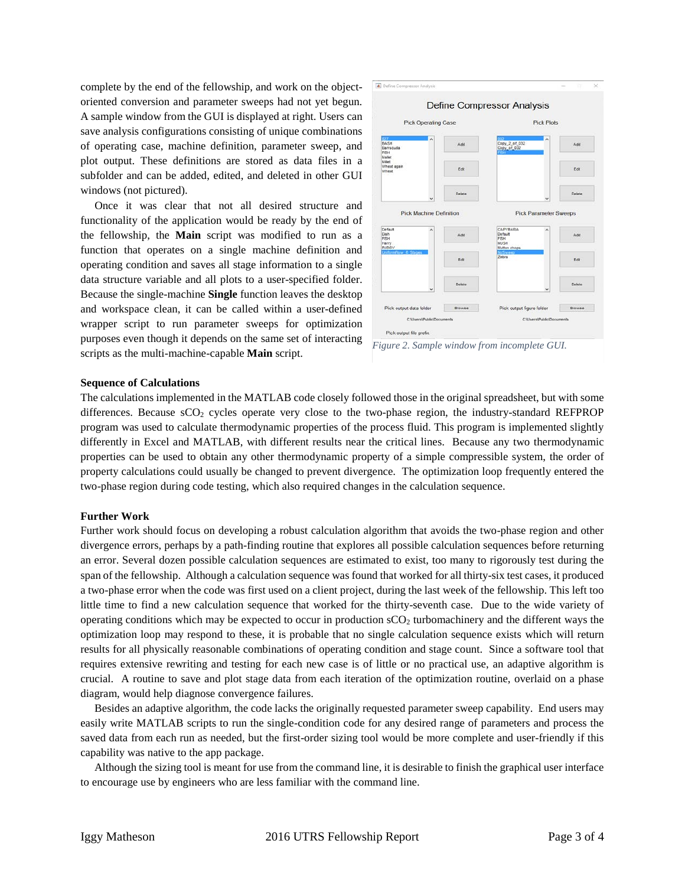complete by the end of the fellowship, and work on the object-oriented conversion and parameter sweeps had not yet begun. A sample window from the GUI is displayed at right. Users can save analysis configurations consisting of unique combinations of operating case, machine definition, parameter sweep, and plot output. These definitions are stored as data files in a subfolder and can be added, edited, and deleted in other GUI windows (not pictured).

Once it was clear that not all desired structure and functionality of the application would be ready by the end of the fellowship, the **Main** script was modified to run as a function that operates on a single machine definition and operating condition and saves all stage information to a single data structure variable and all plots to a user-specified folder. Because the single-machine **Single** function leaves the desktop and workspace clean, it can be called within a user-defined wrapper script to run parameter sweeps for optimization purposes even though it depends on the same set of interacting scripts as the multi-machine-capable **Main** script.

*Figure 2. Sample window from incomplete GUI.*

**Sequence of Calculations**

The calculations implemented in the MATLAB code closely followed those in the original spreadsheet, but with some differences. Because $sCO_2$ cycles operate very close to the two-phase region, the industry-standard REFPROP program was used to calculate thermodynamic properties of the process fluid. This program is implemented slightly differently in Excel and MATLAB, with different results near the critical lines. Because any two thermodynamic properties can be used to obtain any other thermodynamic property of a simple compressible system, the order of property calculations could usually be changed to prevent divergence. The optimization loop frequently entered the two-phase region during code testing, which also required changes in the calculation sequence.

**Further Work**

Further work should focus on developing a robust calculation algorithm that avoids the two-phase region and other divergence errors, perhaps by a path-finding routine that explores all possible calculation sequences before returning an error. Several dozen possible calculation sequences are estimated to exist, too many to rigorously test during the span of the fellowship. Although a calculation sequence was found that worked for all thirty-six test cases, it produced a two-phase error when the code was first used on a client project, during the last week of the fellowship. This left too little time to find a new calculation sequence that worked for the thirty-seventh case. Due to the wide variety of operating conditions which may be expected to occur in production $sCO_2$ turbomachinery and the different ways the optimization loop may respond to these, it is probable that no single calculation sequence exists which will return results for all physically reasonable combinations of operating condition and stage count. Since a software tool that requires extensive rewriting and testing for each new case is of little or no practical use, an adaptive algorithm is crucial. A routine to save and plot stage data from each iteration of the optimization routine, overlaid on a phase diagram, would help diagnose convergence failures.

Besides an adaptive algorithm, the code lacks the originally requested parameter sweep capability. End users may easily write MATLAB scripts to run the single-condition code for any desired range of parameters and process the saved data from each run as needed, but the first-order sizing tool would be more complete and user-friendly if this capability was native to the app package.

Although the sizing tool is meant for use from the command line, it is desirable to finish the graphical user interface to encourage use by engineers who are less familiar with the command line.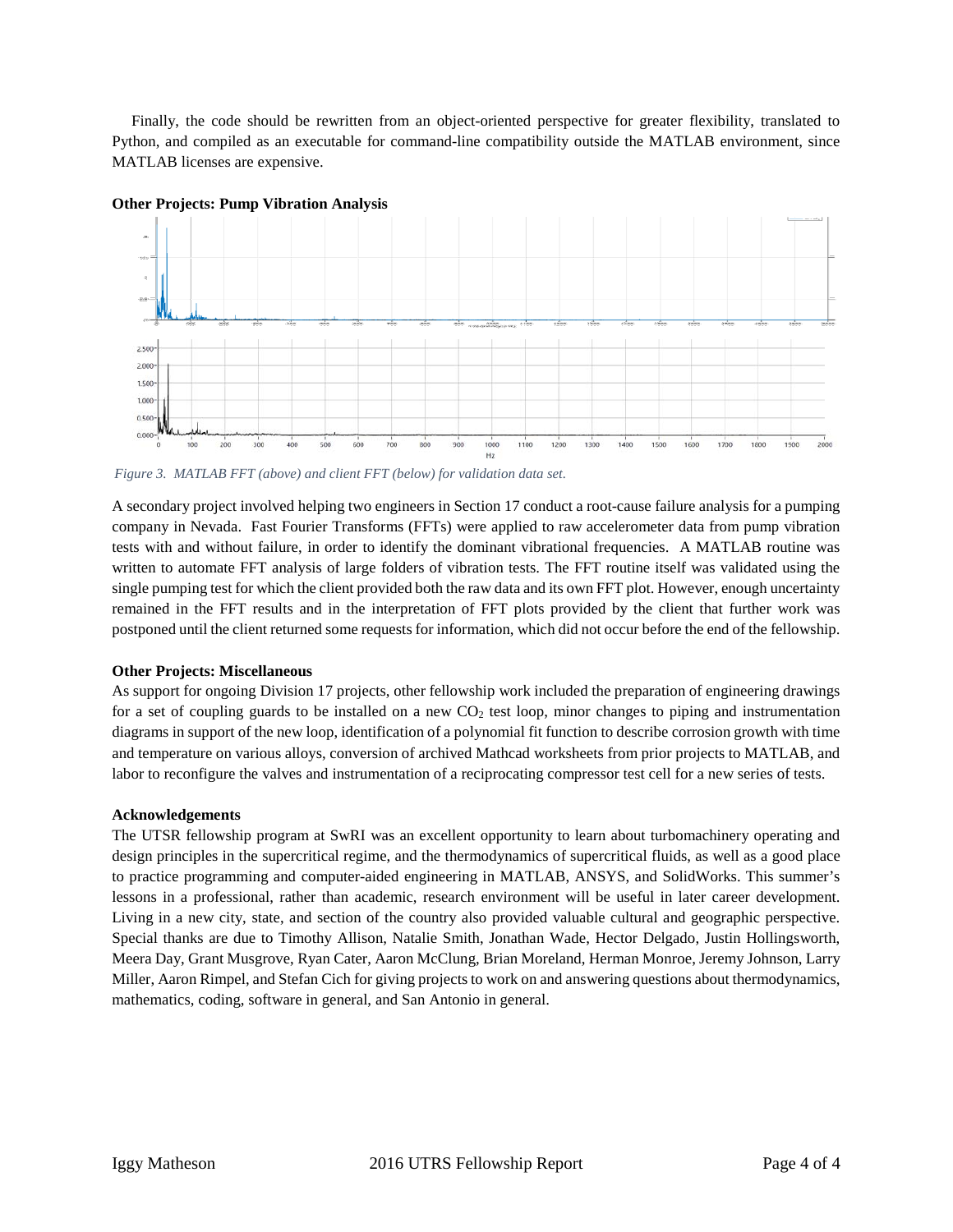Finally, the code should be rewritten from an object-oriented perspective for greater flexibility, translated to Python, and compiled as an executable for command-line compatibility outside the MATLAB environment, since MATLAB licenses are expensive.

**Other Projects: Pump Vibration Analysis**

2.500
2.000
1.500
1.000
0.500
0.000
0 100 200 300 400 500 600 700 800 900 1000 1100 1200 1300 1400 1500 1600 1700 1800 1900 2000
Hz

*Figure 3. MATLAB FFT (above) and client FFT (below) for validation data set.*

A secondary project involved helping two engineers in Section 17 conduct a root-cause failure analysis for a pumping company in Nevada. Fast Fourier Transforms (FFTs) were applied to raw accelerometer data from pump vibration tests with and without failure, in order to identify the dominant vibrational frequencies. A MATLAB routine was written to automate FFT analysis of large folders of vibration tests. The FFT routine itself was validated using the single pumping test for which the client provided both the raw data and its own FFT plot. However, enough uncertainty remained in the FFT results and in the interpretation of FFT plots provided by the client that further work was postponed until the client returned some requests for information, which did not occur before the end of the fellowship.

**Other Projects: Miscellaneous**

As support for ongoing Division 17 projects, other fellowship work included the preparation of engineering drawings for a set of coupling guards to be installed on a new $CO_2$ test loop, minor changes to piping and instrumentation diagrams in support of the new loop, identification of a polynomial fit function to describe corrosion growth with time and temperature on various alloys, conversion of archived Mathcad worksheets from prior projects to MATLAB, and labor to reconfigure the valves and instrumentation of a reciprocating compressor test cell for a new series of tests.

**Acknowledgements**

The UTSR fellowship program at SwRI was an excellent opportunity to learn about turbomachinery operating and design principles in the supercritical regime, and the thermodynamics of supercritical fluids, as well as a good place to practice programming and computer-aided engineering in MATLAB, ANSYS, and SolidWorks. This summer's lessons in a professional, rather than academic, research environment will be useful in later career development. Living in a new city, state, and section of the country also provided valuable cultural and geographic perspective. Special thanks are due to Timothy Allison, Natalie Smith, Jonathan Wade, Hector Delgado, Justin Hollingsworth, Meera Day, Grant Musgrove, Ryan Cater, Aaron McClung, Brian Moreland, Herman Monroe, Jeremy Johnson, Larry Miller, Aaron Rimpel, and Stefan Cich for giving projects to work on and answering questions about thermodynamics, mathematics, coding, software in general, and San Antonio in general.